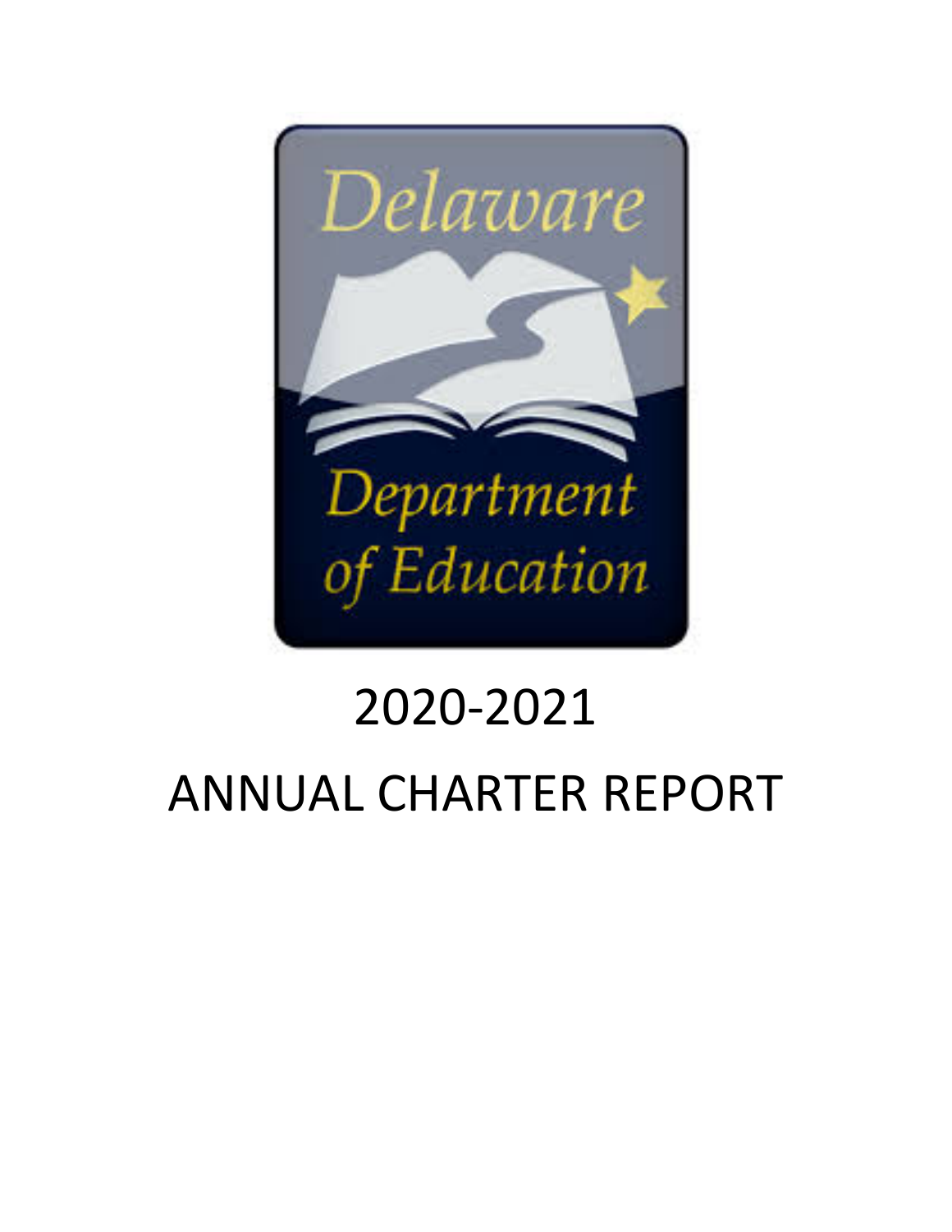# 2020-2021

# ANNUAL CHARTER REPORT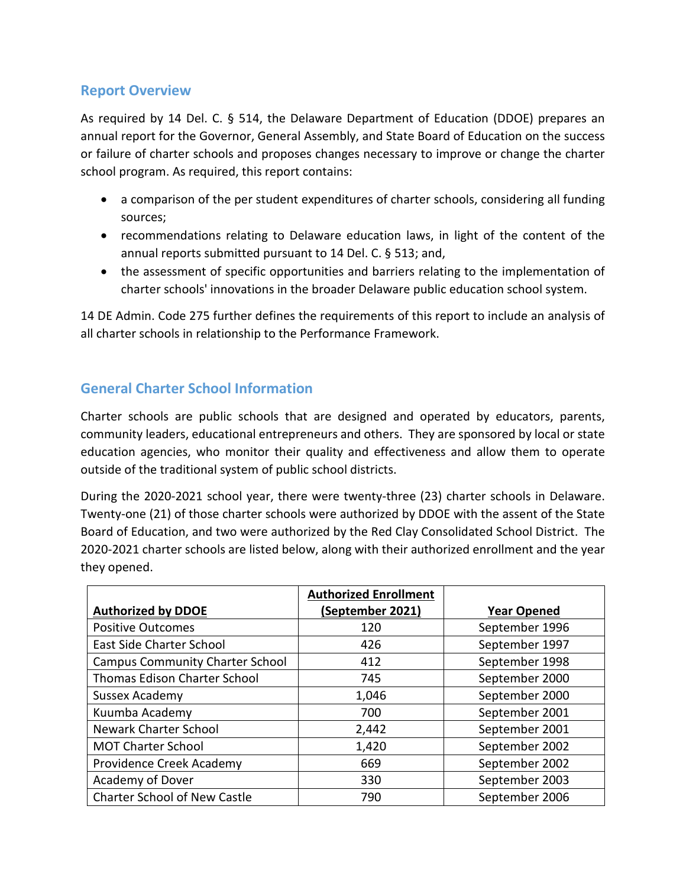## Report Overview

As required by 14 Del. C. § 514, the Delaware Department of Education (DDOE) prepares an annual report for the Governor, General Assembly, and State Board of Education on the success or failure of charter schools and proposes changes necessary to improve or change the charter school program. As required, this report contains:

- a comparison of the per student expenditures of charter schools, considering all funding sources;
- recommendations relating to Delaware education laws, in light of the content of the annual reports submitted pursuant to 14 Del. C. § 513; and,
- the assessment of specific opportunities and barriers relating to the implementation of charter schools' innovations in the broader Delaware public education school system.

14 DE Admin. Code 275 further defines the requirements of this report to include an analysis of all charter schools in relationship to the Performance Framework.

## General Charter School Information

Charter schools are public schools that are designed and operated by educators, parents, community leaders, educational entrepreneurs and others. They are sponsored by local or state education agencies, who monitor their quality and effectiveness and allow them to operate outside of the traditional system of public school districts.

During the 2020-2021 school year, there were twenty-three (23) charter schools in Delaware. Twenty-one (21) of those charter schools were authorized by DDOE with the assent of the State Board of Education, and two were authorized by the Red Clay Consolidated School District. The 2020-2021 charter schools are listed below, along with their authorized enrollment and the year they opened.

| **Authorized by DDOE** | **Authorized Enrollment (September 2021)** | **Year Opened** |
|---|---|---|
| Positive Outcomes | 120 | September 1996 |
| East Side Charter School | 426 | September 1997 |
| Campus Community Charter School | 412 | September 1998 |
| Thomas Edison Charter School | 745 | September 2000 |
| Sussex Academy | 1,046 | September 2000 |
| Kuumba Academy | 700 | September 2001 |
| Newark Charter School | 2,442 | September 2001 |
| MOT Charter School | 1,420 | September 2002 |
| Providence Creek Academy | 669 | September 2002 |
| Academy of Dover | 330 | September 2003 |
| Charter School of New Castle | 790 | September 2006 |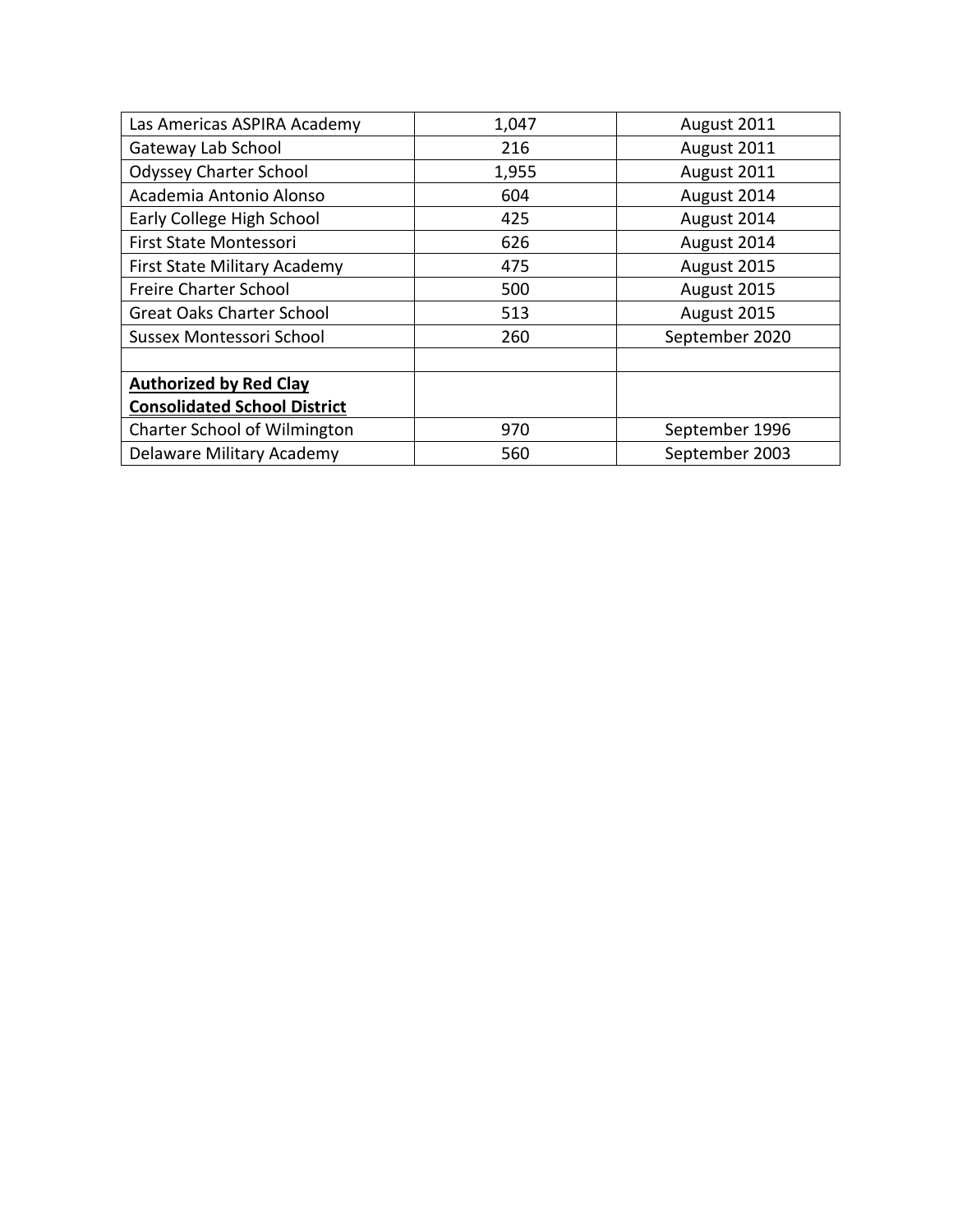| | | |
|---|---|---|
| Las Americas ASPIRA Academy | 1,047 | August 2011 |
| Gateway Lab School | 216 | August 2011 |
| Odyssey Charter School | 1,955 | August 2011 |
| Academia Antonio Alonso | 604 | August 2014 |
| Early College High School | 425 | August 2014 |
| First State Montessori | 626 | August 2014 |
| First State Military Academy | 475 | August 2015 |
| Freire Charter School | 500 | August 2015 |
| Great Oaks Charter School | 513 | August 2015 |
| Sussex Montessori School | 260 | September 2020 |
| | | |
| **Authorized by Red Clay Consolidated School District** | | |
| Charter School of Wilmington | 970 | September 1996 |
| Delaware Military Academy | 560 | September 2003 |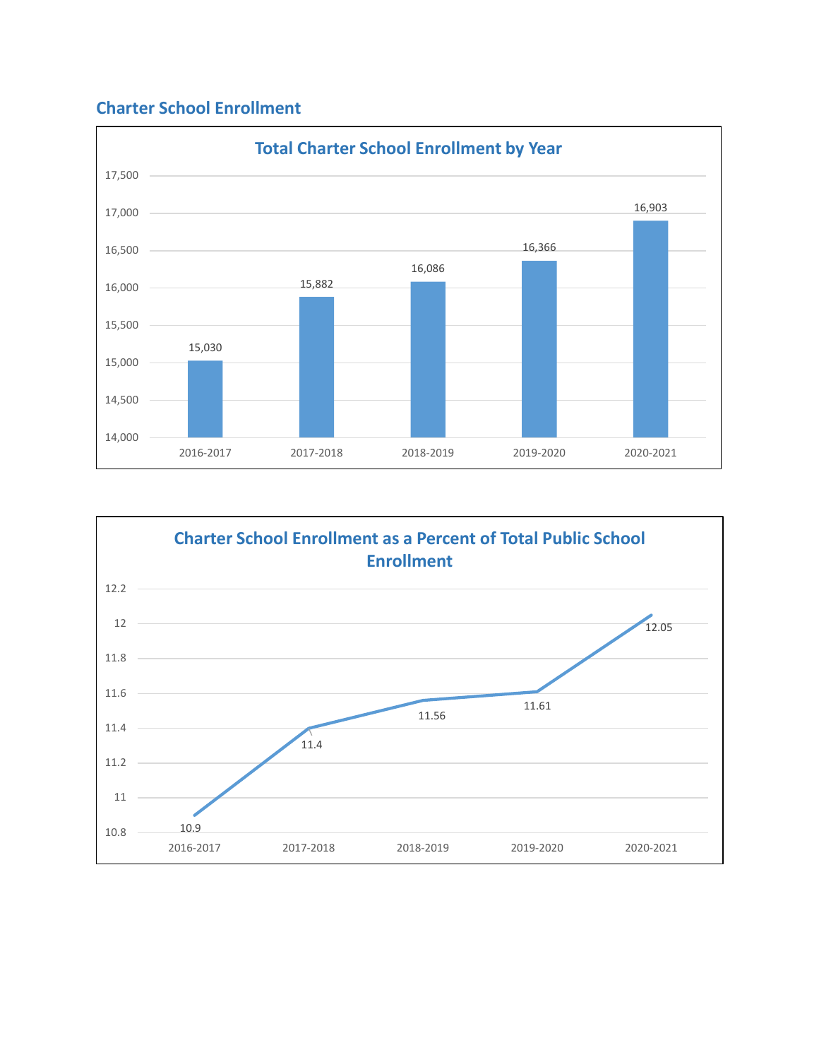## Charter School Enrollment

**Total Charter School Enrollment by Year**

| Year | Enrollment |
|---|---|
| 2016-2017 | 15,030 |
| 2017-2018 | 15,882 |
| 2018-2019 | 16,086 |
| 2019-2020 | 16,366 |
| 2020-2021 | 16,903 |

**Charter School Enrollment as a Percent of Total Public School Enrollment**

| Year | Percent |
|---|---|
| 2016-2017 | 10.9 |
| 2017-2018 | 11.4 |
| 2018-2019 | 11.56 |
| 2019-2020 | 11.61 |
| 2020-2021 | 12.05 |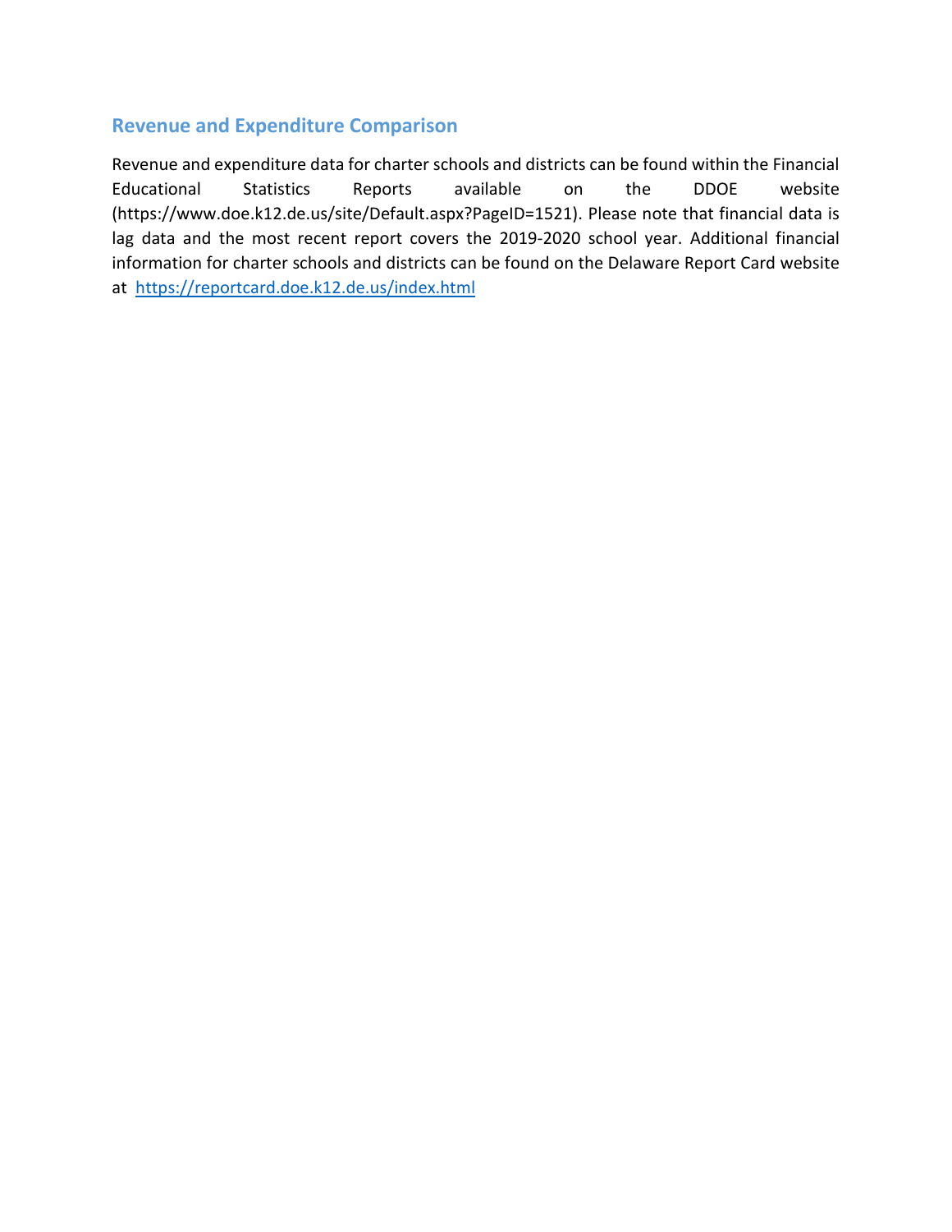## Revenue and Expenditure Comparison

Revenue and expenditure data for charter schools and districts can be found within the Financial Educational Statistics Reports available on the DDOE website (https://www.doe.k12.de.us/site/Default.aspx?PageID=1521). Please note that financial data is lag data and the most recent report covers the 2019-2020 school year. Additional financial information for charter schools and districts can be found on the Delaware Report Card website at [https://reportcard.doe.k12.de.us/index.html](https://reportcard.doe.k12.de.us/index.html)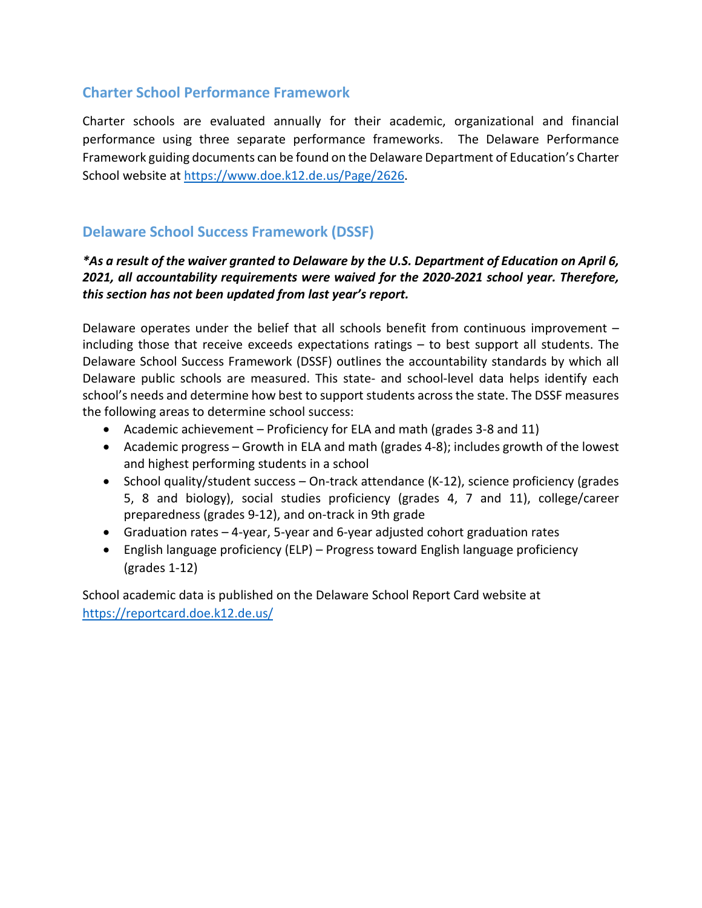## Charter School Performance Framework

Charter schools are evaluated annually for their academic, organizational and financial performance using three separate performance frameworks. The Delaware Performance Framework guiding documents can be found on the Delaware Department of Education's Charter School website at https://www.doe.k12.de.us/Page/2626.

## Delaware School Success Framework (DSSF)

***As a result of the waiver granted to Delaware by the U.S. Department of Education on April 6, 2021, all accountability requirements were waived for the 2020-2021 school year. Therefore, this section has not been updated from last year's report.***

Delaware operates under the belief that all schools benefit from continuous improvement – including those that receive exceeds expectations ratings – to best support all students. The Delaware School Success Framework (DSSF) outlines the accountability standards by which all Delaware public schools are measured. This state- and school-level data helps identify each school's needs and determine how best to support students across the state. The DSSF measures the following areas to determine school success:

- Academic achievement – Proficiency for ELA and math (grades 3-8 and 11)
- Academic progress – Growth in ELA and math (grades 4-8); includes growth of the lowest and highest performing students in a school
- School quality/student success – On-track attendance (K-12), science proficiency (grades 5, 8 and biology), social studies proficiency (grades 4, 7 and 11), college/career preparedness (grades 9-12), and on-track in 9th grade
- Graduation rates – 4-year, 5-year and 6-year adjusted cohort graduation rates
- English language proficiency (ELP) – Progress toward English language proficiency (grades 1-12)

School academic data is published on the Delaware School Report Card website at https://reportcard.doe.k12.de.us/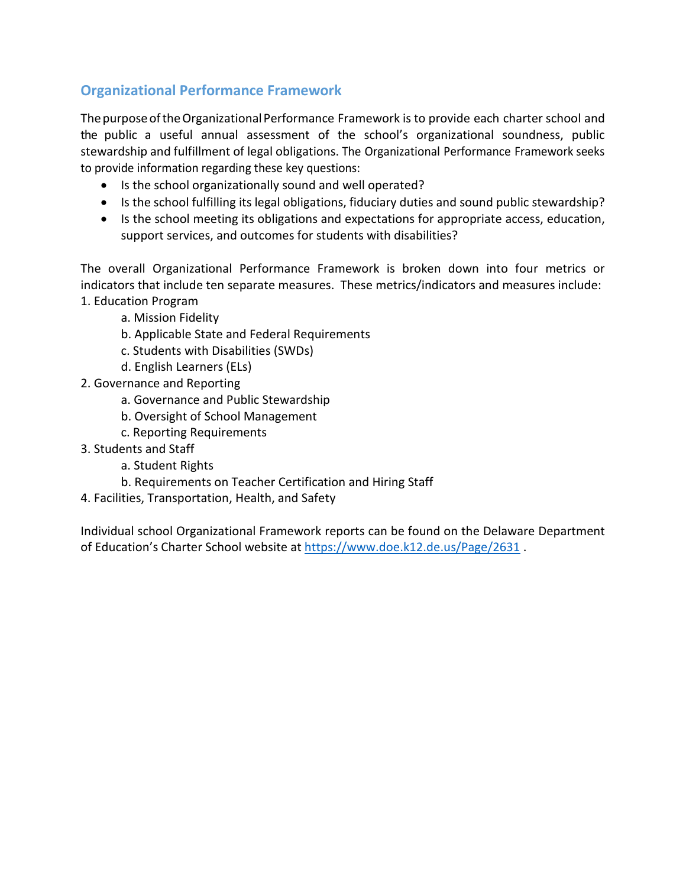## Organizational Performance Framework

The purpose of the Organizational Performance Framework is to provide each charter school and the public a useful annual assessment of the school's organizational soundness, public stewardship and fulfillment of legal obligations. The Organizational Performance Framework seeks to provide information regarding these key questions:

- Is the school organizationally sound and well operated?
- Is the school fulfilling its legal obligations, fiduciary duties and sound public stewardship?
- Is the school meeting its obligations and expectations for appropriate access, education, support services, and outcomes for students with disabilities?

The overall Organizational Performance Framework is broken down into four metrics or indicators that include ten separate measures. These metrics/indicators and measures include:

1. Education Program
    - a. Mission Fidelity
    - b. Applicable State and Federal Requirements
    - c. Students with Disabilities (SWDs)
    - d. English Learners (ELs)
2. Governance and Reporting
    - a. Governance and Public Stewardship
    - b. Oversight of School Management
    - c. Reporting Requirements
3. Students and Staff
    - a. Student Rights
    - b. Requirements on Teacher Certification and Hiring Staff
4. Facilities, Transportation, Health, and Safety

Individual school Organizational Framework reports can be found on the Delaware Department of Education's Charter School website at https://www.doe.k12.de.us/Page/2631 .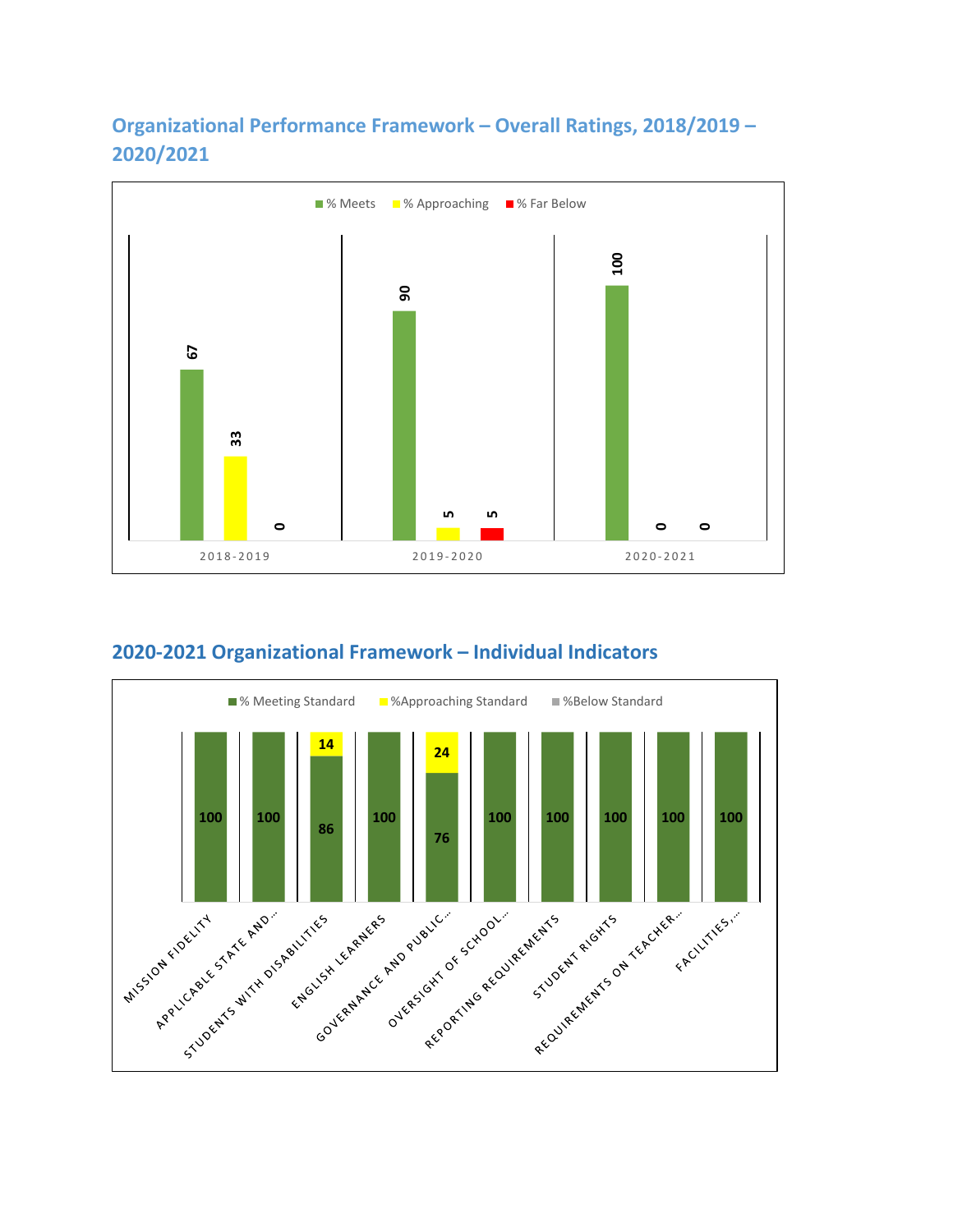## Organizational Performance Framework – Overall Ratings, 2018/2019 – 2020/2021

| Year | % Meets | % Approaching | % Far Below |
|---|---|---|---|
| 2018-2019 | 67 | 33 | 0 |
| 2019-2020 | 90 | 5 | 5 |
| 2020-2021 | 100 | 0 | 0 |

## 2020-2021 Organizational Framework – Individual Indicators

| Indicator | % Meeting Standard | %Approaching Standard | %Below Standard |
|---|---|---|---|
| Mission Fidelity | 100 | | |
| Applicable State and… | 100 | | |
| Students with Disabilities | 86 | 14 | |
| English Learners | 100 | | |
| Governance and Public… | 76 | 24 | |
| Oversight of School… | 100 | | |
| Reporting Requirements | 100 | | |
| Student Rights | 100 | | |
| Requirements on Teacher… | 100 | | |
| Facilities,… | 100 | | |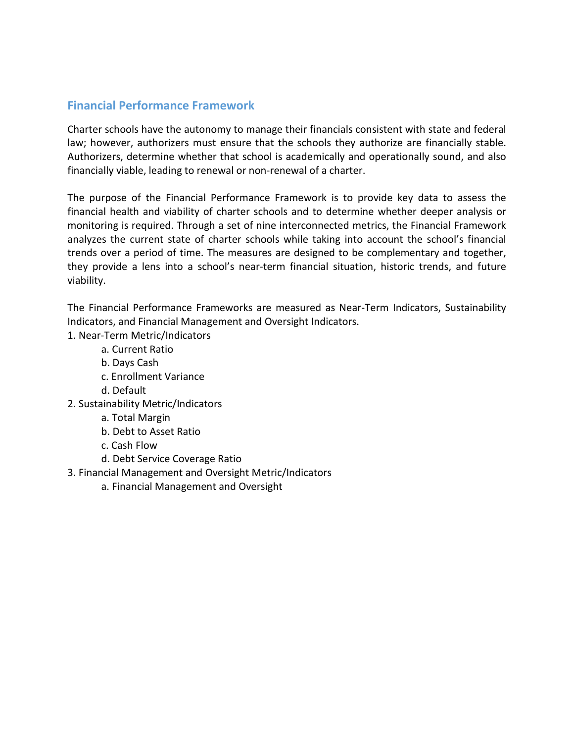## Financial Performance Framework

Charter schools have the autonomy to manage their financials consistent with state and federal law; however, authorizers must ensure that the schools they authorize are financially stable. Authorizers, determine whether that school is academically and operationally sound, and also financially viable, leading to renewal or non-renewal of a charter.

The purpose of the Financial Performance Framework is to provide key data to assess the financial health and viability of charter schools and to determine whether deeper analysis or monitoring is required. Through a set of nine interconnected metrics, the Financial Framework analyzes the current state of charter schools while taking into account the school's financial trends over a period of time. The measures are designed to be complementary and together, they provide a lens into a school's near-term financial situation, historic trends, and future viability.

The Financial Performance Frameworks are measured as Near-Term Indicators, Sustainability Indicators, and Financial Management and Oversight Indicators.

1. Near-Term Metric/Indicators
    a. Current Ratio
    b. Days Cash
    c. Enrollment Variance
    d. Default
2. Sustainability Metric/Indicators
    a. Total Margin
    b. Debt to Asset Ratio
    c. Cash Flow
    d. Debt Service Coverage Ratio
3. Financial Management and Oversight Metric/Indicators
    a. Financial Management and Oversight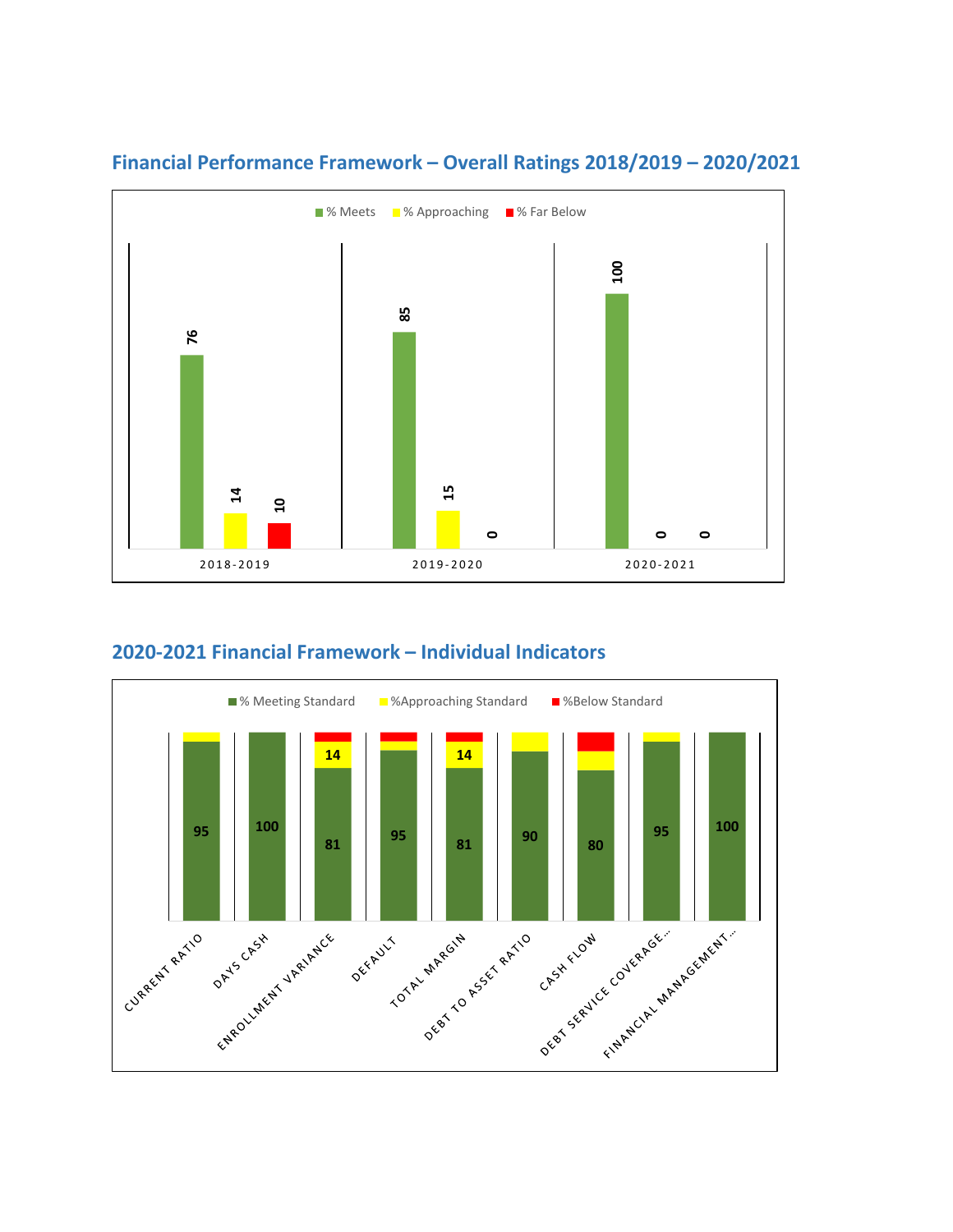## Financial Performance Framework – Overall Ratings 2018/2019 – 2020/2021

| | % Meets | % Approaching | % Far Below |
|---|---|---|---|
| 2018-2019 | 76 | 14 | 10 |
| 2019-2020 | 85 | 15 | 0 |
| 2020-2021 | 100 | 0 | 0 |

## 2020-2021 Financial Framework – Individual Indicators

| | % Meeting Standard | %Approaching Standard | %Below Standard |
|---|---|---|---|
| CURRENT RATIO | 95 | | |
| DAYS CASH | 100 | | |
| ENROLLMENT VARIANCE | 81 | 14 | |
| DEFAULT | 95 | | |
| TOTAL MARGIN | 81 | 14 | |
| DEBT TO ASSET RATIO | 90 | | |
| CASH FLOW | 80 | | |
| DEBT SERVICE COVERAGE... | 95 | | |
| FINANCIAL MANAGEMENT... | 100 | | |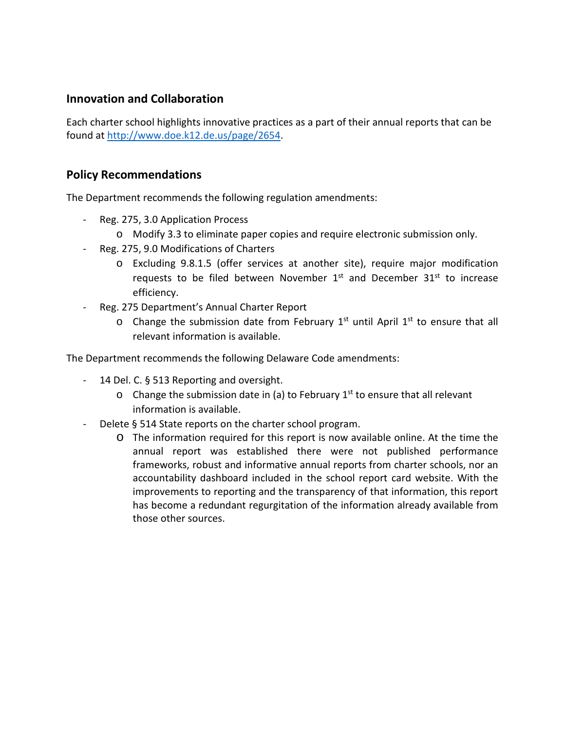## Innovation and Collaboration

Each charter school highlights innovative practices as a part of their annual reports that can be found at [http://www.doe.k12.de.us/page/2654](http://www.doe.k12.de.us/page/2654).

## Policy Recommendations

The Department recommends the following regulation amendments:

- Reg. 275, 3.0 Application Process
  - Modify 3.3 to eliminate paper copies and require electronic submission only.
- Reg. 275, 9.0 Modifications of Charters
  - Excluding 9.8.1.5 (offer services at another site), require major modification requests to be filed between November 1st and December 31st to increase efficiency.
- Reg. 275 Department's Annual Charter Report
  - Change the submission date from February 1st until April 1st to ensure that all relevant information is available.

The Department recommends the following Delaware Code amendments:

- 14 Del. C. § 513 Reporting and oversight.
  - Change the submission date in (a) to February 1st to ensure that all relevant information is available.
- Delete § 514 State reports on the charter school program.
  - The information required for this report is now available online. At the time the annual report was established there were not published performance frameworks, robust and informative annual reports from charter schools, nor an accountability dashboard included in the school report card website. With the improvements to reporting and the transparency of that information, this report has become a redundant regurgitation of the information already available from those other sources.